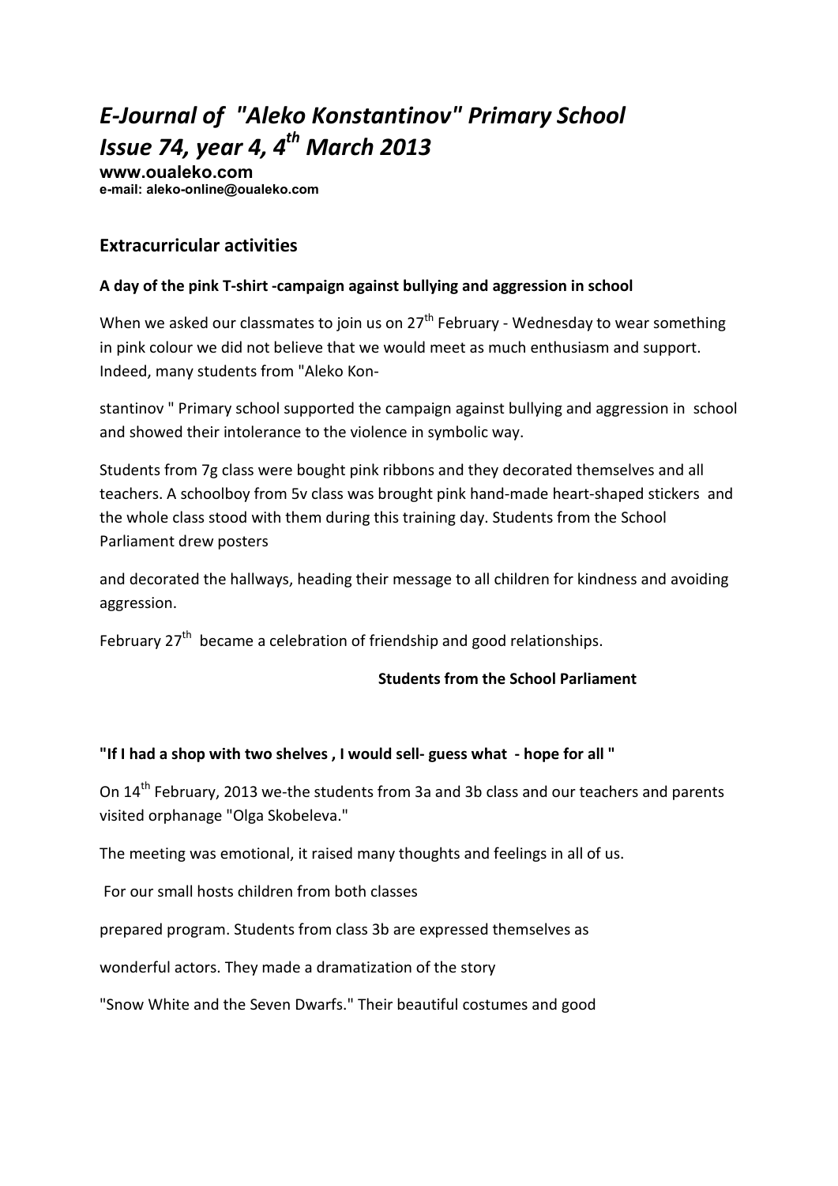# *E-Journal of "Aleko Konstantinov" Primary School*
# *Issue 74, year 4, 4th March 2013*

**www.oualeko.com**
**e-mail: aleko-online@oualeko.com**

## Extracurricular activities

**A day of the pink T-shirt -campaign against bullying and aggression in school**

When we asked our classmates to join us on 27th February - Wednesday to wear something in pink colour we did not believe that we would meet as much enthusiasm and support. Indeed, many students from "Aleko Kon-

stantinov " Primary school supported the campaign against bullying and aggression in school and showed their intolerance to the violence in symbolic way.

Students from 7g class were bought pink ribbons and they decorated themselves and all teachers. A schoolboy from 5v class was brought pink hand-made heart-shaped stickers and the whole class stood with them during this training day. Students from the School Parliament drew posters

and decorated the hallways, heading their message to all children for kindness and avoiding aggression.

February 27th became a celebration of friendship and good relationships.

**Students from the School Parliament**

**"If I had a shop with two shelves , I would sell- guess what - hope for all "**

On 14th February, 2013 we-the students from 3a and 3b class and our teachers and parents visited orphanage "Olga Skobeleva."

The meeting was emotional, it raised many thoughts and feelings in all of us.

For our small hosts children from both classes

prepared program. Students from class 3b are expressed themselves as

wonderful actors. They made a dramatization of the story

"Snow White and the Seven Dwarfs." Their beautiful costumes and good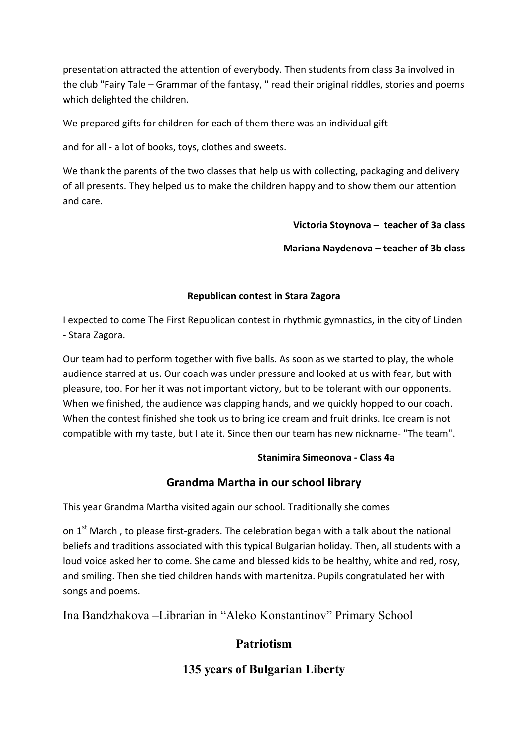presentation attracted the attention of everybody. Then students from class 3a involved in the club "Fairy Tale – Grammar of the fantasy, " read their original riddles, stories and poems which delighted the children.

We prepared gifts for children-for each of them there was an individual gift

and for all - a lot of books, toys, clothes and sweets.

We thank the parents of the two classes that help us with collecting, packaging and delivery of all presents. They helped us to make the children happy and to show them our attention and care.

**Victoria Stoynova – teacher of 3a class**

**Mariana Naydenova – teacher of 3b class**

### Republican contest in Stara Zagora

I expected to come The First Republican contest in rhythmic gymnastics, in the city of Linden - Stara Zagora.

Our team had to perform together with five balls. As soon as we started to play, the whole audience starred at us. Our coach was under pressure and looked at us with fear, but with pleasure, too. For her it was not important victory, but to be tolerant with our opponents. When we finished, the audience was clapping hands, and we quickly hopped to our coach. When the contest finished she took us to bring ice cream and fruit drinks. Ice cream is not compatible with my taste, but I ate it. Since then our team has new nickname- "The team".

**Stanimira Simeonova - Class 4a**

## Grandma Martha in our school library

This year Grandma Martha visited again our school. Traditionally she comes

on 1st March , to please first-graders. The celebration began with a talk about the national beliefs and traditions associated with this typical Bulgarian holiday. Then, all students with a loud voice asked her to come. She came and blessed kids to be healthy, white and red, rosy, and smiling. Then she tied children hands with martenitza. Pupils congratulated her with songs and poems.

Ina Bandzhakova –Librarian in "Aleko Konstantinov" Primary School

## Patriotism

## 135 years of Bulgarian Liberty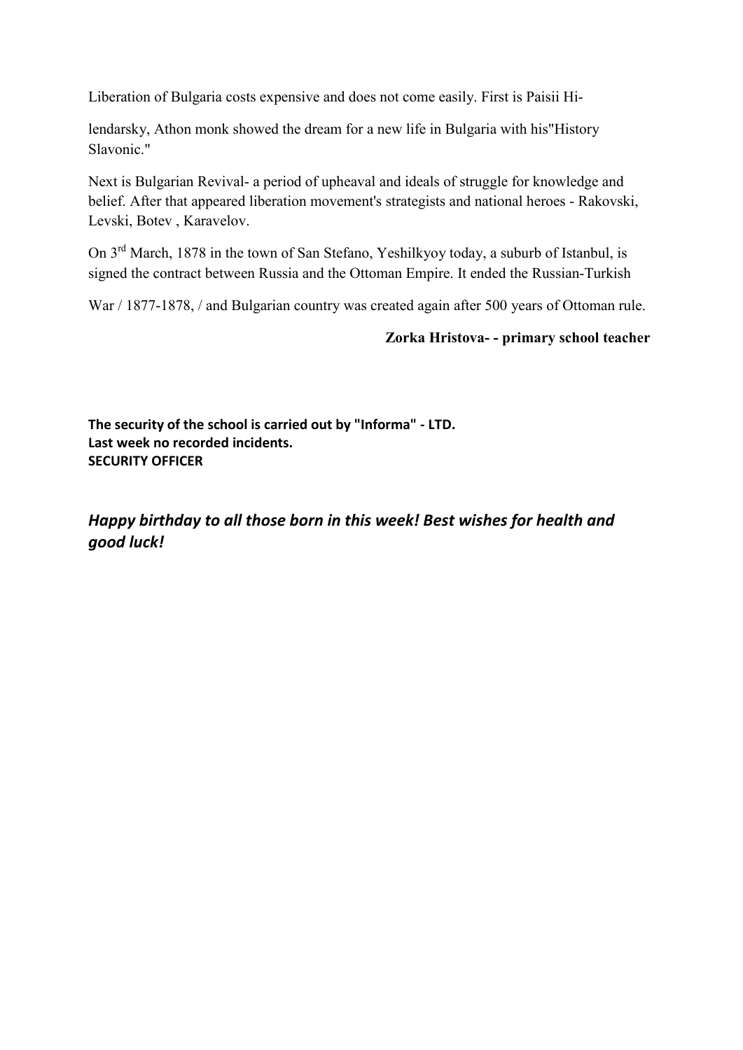Liberation of Bulgaria costs expensive and does not come easily. First is Paisii Hilendarsky, Athon monk showed the dream for a new life in Bulgaria with his"History Slavonic."

Next is Bulgarian Revival- a period of upheaval and ideals of struggle for knowledge and belief. After that appeared liberation movement's strategists and national heroes - Rakovski, Levski, Botev , Karavelov.

On 3rd March, 1878 in the town of San Stefano, Yeshilkyoy today, a suburb of Istanbul, is signed the contract between Russia and the Ottoman Empire. It ended the Russian-Turkish War / 1877-1878, / and Bulgarian country was created again after 500 years of Ottoman rule.

**Zorka Hristova- - primary school teacher**

**The security of the school is carried out by "Informa" - LTD.**
**Last week no recorded incidents.**
**SECURITY OFFICER**

***Happy birthday to all those born in this week! Best wishes for health and good luck!***